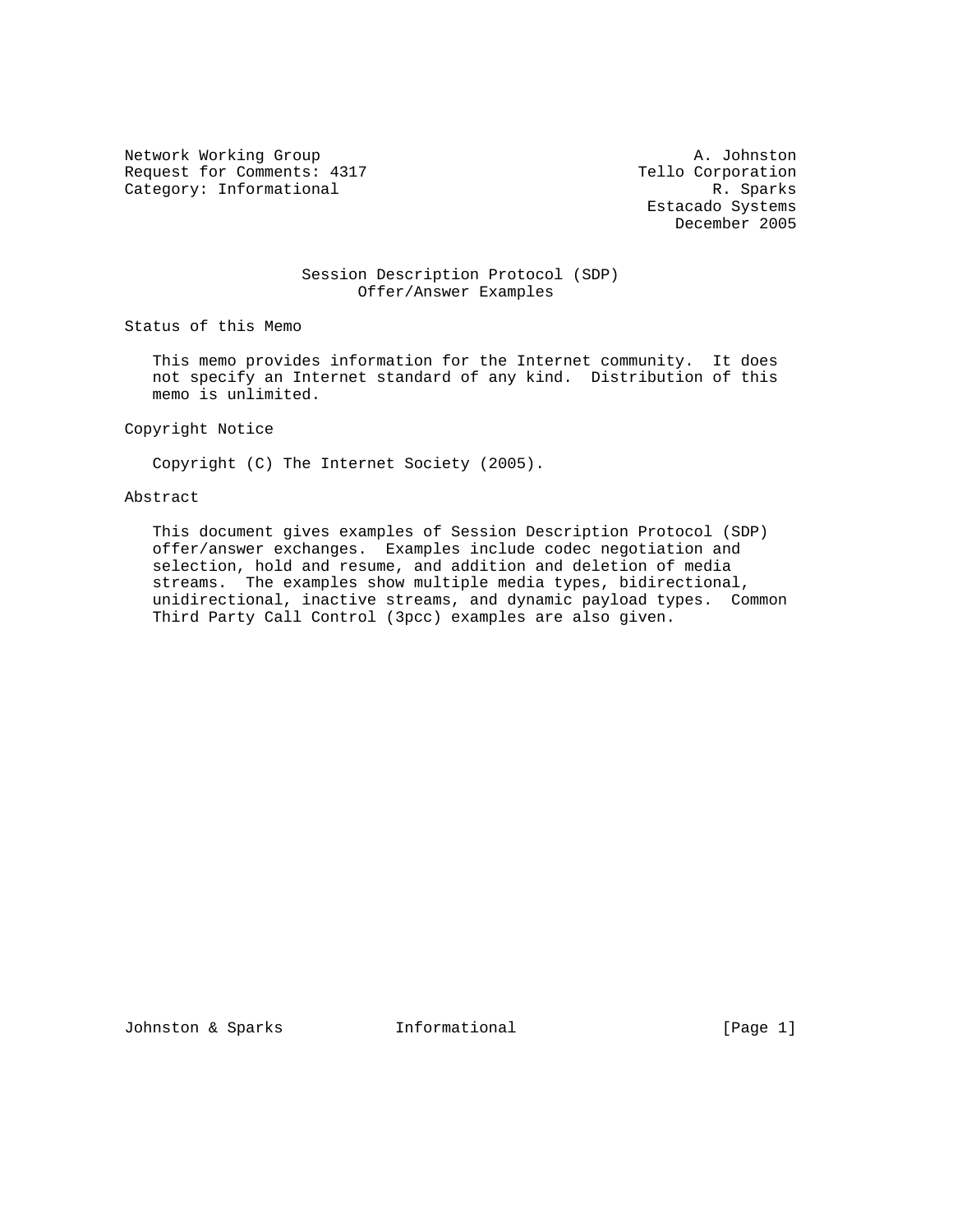Network Working Group                                        A. Johnston
Request for Comments: 4317                             Tello Corporation
Category: Informational                                        R. Sparks
                                                        Estacado Systems
                                                           December 2005

# Session Description Protocol (SDP) Offer/Answer Examples

## Status of this Memo

This memo provides information for the Internet community. It does not specify an Internet standard of any kind. Distribution of this memo is unlimited.

## Copyright Notice

Copyright (C) The Internet Society (2005).

## Abstract

This document gives examples of Session Description Protocol (SDP) offer/answer exchanges. Examples include codec negotiation and selection, hold and resume, and addition and deletion of media streams. The examples show multiple media types, bidirectional, unidirectional, inactive streams, and dynamic payload types. Common Third Party Call Control (3pcc) examples are also given.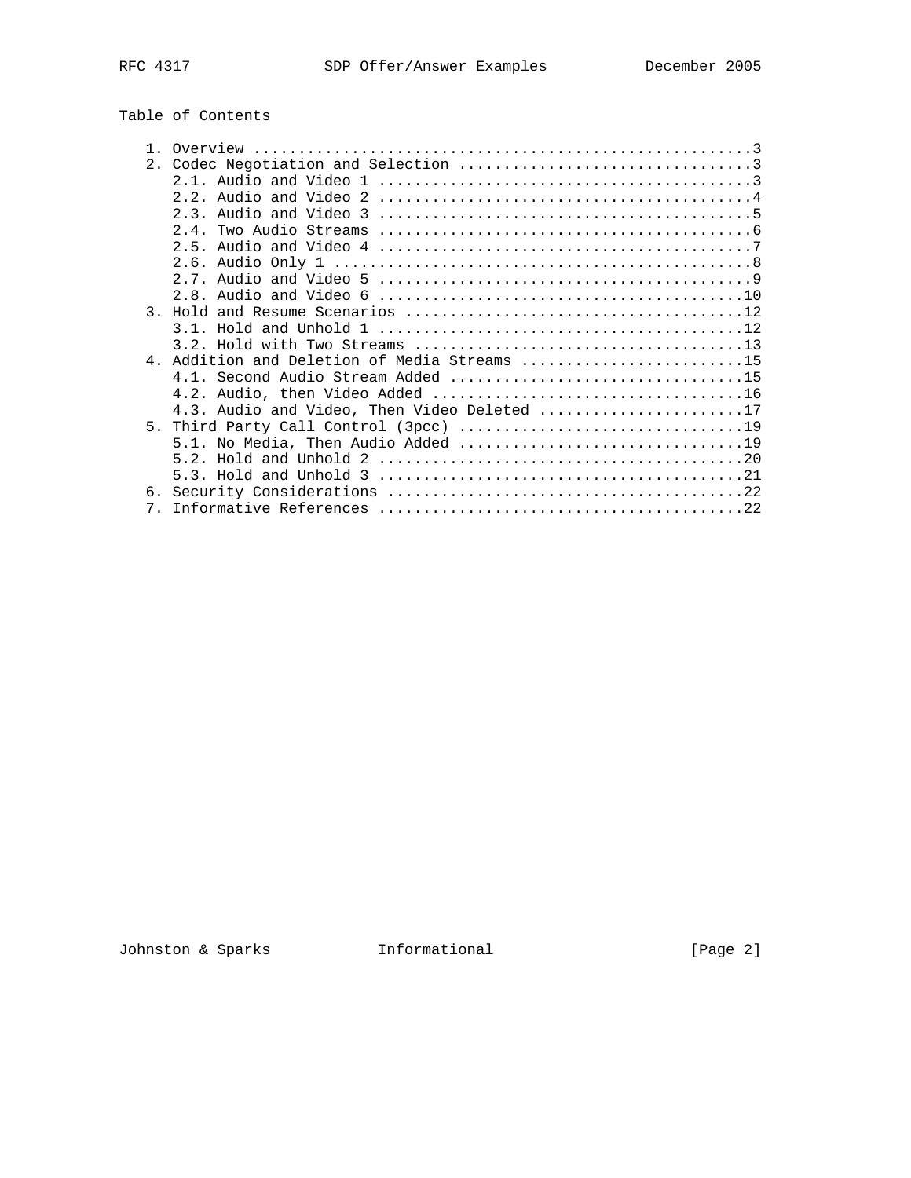## Table of Contents

```
   1. Overview ........................................................3
   2. Codec Negotiation and Selection .................................3
      2.1. Audio and Video 1 ..........................................3
      2.2. Audio and Video 2 ..........................................4
      2.3. Audio and Video 3 ..........................................5
      2.4. Two Audio Streams ..........................................6
      2.5. Audio and Video 4 ..........................................7
      2.6. Audio Only 1 ...............................................8
      2.7. Audio and Video 5 ..........................................9
      2.8. Audio and Video 6 .........................................10
   3. Hold and Resume Scenarios ......................................12
      3.1. Hold and Unhold 1 .........................................12
      3.2. Hold with Two Streams .....................................13
   4. Addition and Deletion of Media Streams .........................15
      4.1. Second Audio Stream Added .................................15
      4.2. Audio, then Video Added ...................................16
      4.3. Audio and Video, Then Video Deleted .......................17
   5. Third Party Call Control (3pcc) ................................19
      5.1. No Media, Then Audio Added ................................19
      5.2. Hold and Unhold 2 .........................................20
      5.3. Hold and Unhold 3 .........................................21
   6. Security Considerations ........................................22
   7. Informative References .........................................22
```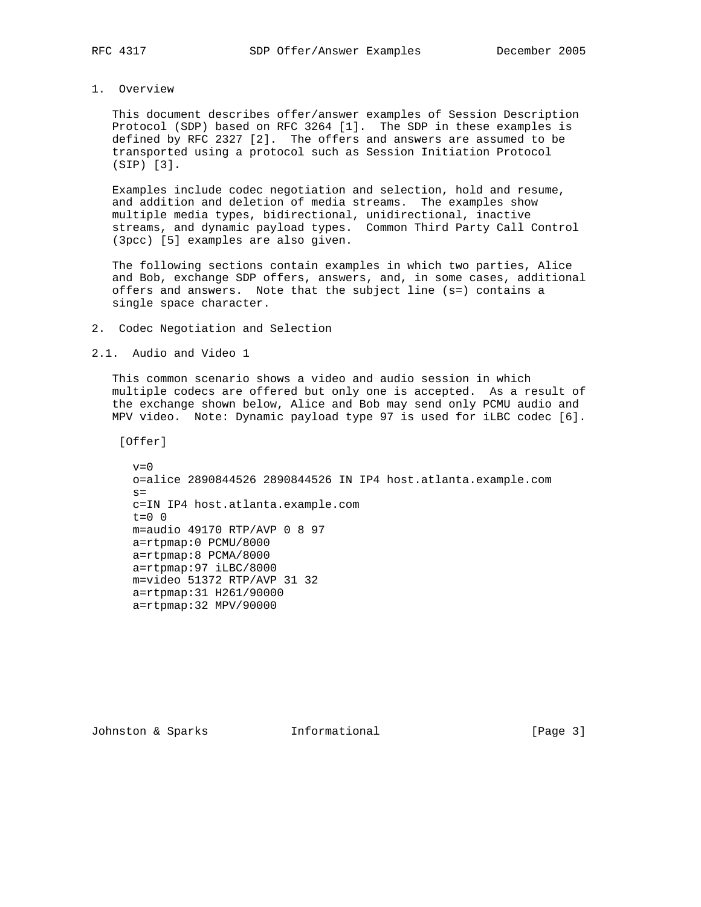# 1. Overview

This document describes offer/answer examples of Session Description Protocol (SDP) based on RFC 3264 [1]. The SDP in these examples is defined by RFC 2327 [2]. The offers and answers are assumed to be transported using a protocol such as Session Initiation Protocol (SIP) [3].

Examples include codec negotiation and selection, hold and resume, and addition and deletion of media streams. The examples show multiple media types, bidirectional, unidirectional, inactive streams, and dynamic payload types. Common Third Party Call Control (3pcc) [5] examples are also given.

The following sections contain examples in which two parties, Alice and Bob, exchange SDP offers, answers, and, in some cases, additional offers and answers. Note that the subject line (s=) contains a single space character.

# 2. Codec Negotiation and Selection

## 2.1. Audio and Video 1

This common scenario shows a video and audio session in which multiple codecs are offered but only one is accepted. As a result of the exchange shown below, Alice and Bob may send only PCMU audio and MPV video. Note: Dynamic payload type 97 is used for iLBC codec [6].

[Offer]

```
v=0
o=alice 2890844526 2890844526 IN IP4 host.atlanta.example.com
s= 
c=IN IP4 host.atlanta.example.com
t=0 0
m=audio 49170 RTP/AVP 0 8 97
a=rtpmap:0 PCMU/8000
a=rtpmap:8 PCMA/8000
a=rtpmap:97 iLBC/8000
m=video 51372 RTP/AVP 31 32
a=rtpmap:31 H261/90000
a=rtpmap:32 MPV/90000
```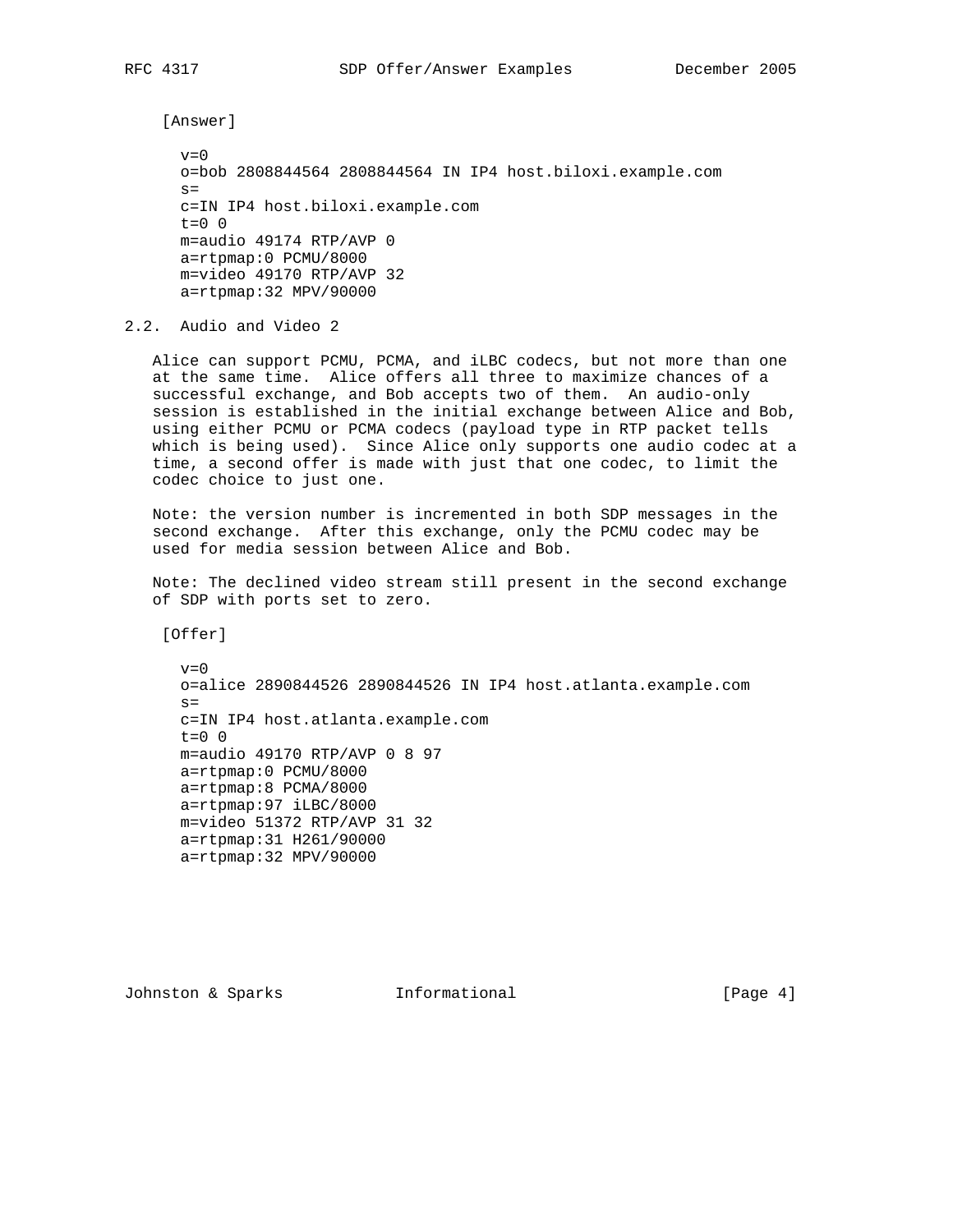[Answer]

```
v=0
o=bob 2808844564 2808844564 IN IP4 host.biloxi.example.com
s=
c=IN IP4 host.biloxi.example.com
t=0 0
m=audio 49174 RTP/AVP 0
a=rtpmap:0 PCMU/8000
m=video 49170 RTP/AVP 32
a=rtpmap:32 MPV/90000
```

## 2.2. Audio and Video 2

Alice can support PCMU, PCMA, and iLBC codecs, but not more than one at the same time. Alice offers all three to maximize chances of a successful exchange, and Bob accepts two of them. An audio-only session is established in the initial exchange between Alice and Bob, using either PCMU or PCMA codecs (payload type in RTP packet tells which is being used). Since Alice only supports one audio codec at a time, a second offer is made with just that one codec, to limit the codec choice to just one.

Note: the version number is incremented in both SDP messages in the second exchange. After this exchange, only the PCMU codec may be used for media session between Alice and Bob.

Note: The declined video stream still present in the second exchange of SDP with ports set to zero.

[Offer]

```
v=0
o=alice 2890844526 2890844526 IN IP4 host.atlanta.example.com
s=
c=IN IP4 host.atlanta.example.com
t=0 0
m=audio 49170 RTP/AVP 0 8 97
a=rtpmap:0 PCMU/8000
a=rtpmap:8 PCMA/8000
a=rtpmap:97 iLBC/8000
m=video 51372 RTP/AVP 31 32
a=rtpmap:31 H261/90000
a=rtpmap:32 MPV/90000
```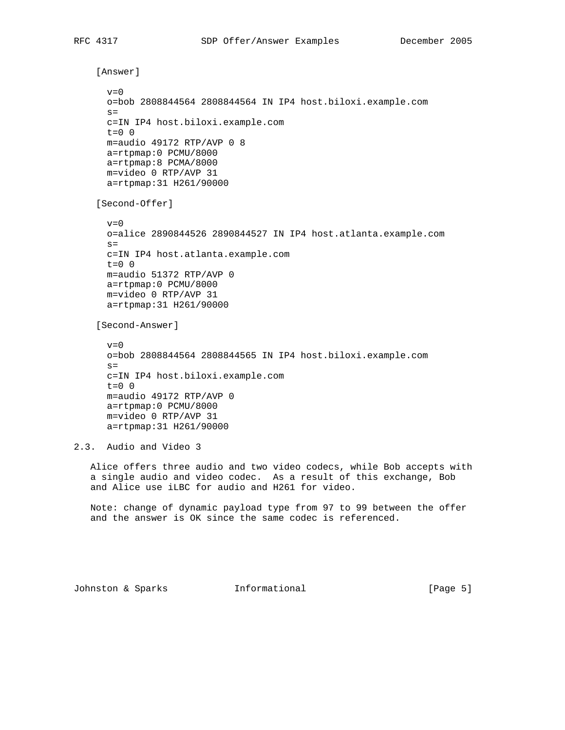[Answer]

```
v=0
o=bob 2808844564 2808844564 IN IP4 host.biloxi.example.com
s=
c=IN IP4 host.biloxi.example.com
t=0 0
m=audio 49172 RTP/AVP 0 8
a=rtpmap:0 PCMU/8000
a=rtpmap:8 PCMA/8000
m=video 0 RTP/AVP 31
a=rtpmap:31 H261/90000
```

[Second-Offer]

```
v=0
o=alice 2890844526 2890844527 IN IP4 host.atlanta.example.com
s=
c=IN IP4 host.atlanta.example.com
t=0 0
m=audio 51372 RTP/AVP 0
a=rtpmap:0 PCMU/8000
m=video 0 RTP/AVP 31
a=rtpmap:31 H261/90000
```

[Second-Answer]

```
v=0
o=bob 2808844564 2808844565 IN IP4 host.biloxi.example.com
s=
c=IN IP4 host.biloxi.example.com
t=0 0
m=audio 49172 RTP/AVP 0
a=rtpmap:0 PCMU/8000
m=video 0 RTP/AVP 31
a=rtpmap:31 H261/90000
```

## 2.3. Audio and Video 3

Alice offers three audio and two video codecs, while Bob accepts with a single audio and video codec. As a result of this exchange, Bob and Alice use iLBC for audio and H261 for video.

Note: change of dynamic payload type from 97 to 99 between the offer and the answer is OK since the same codec is referenced.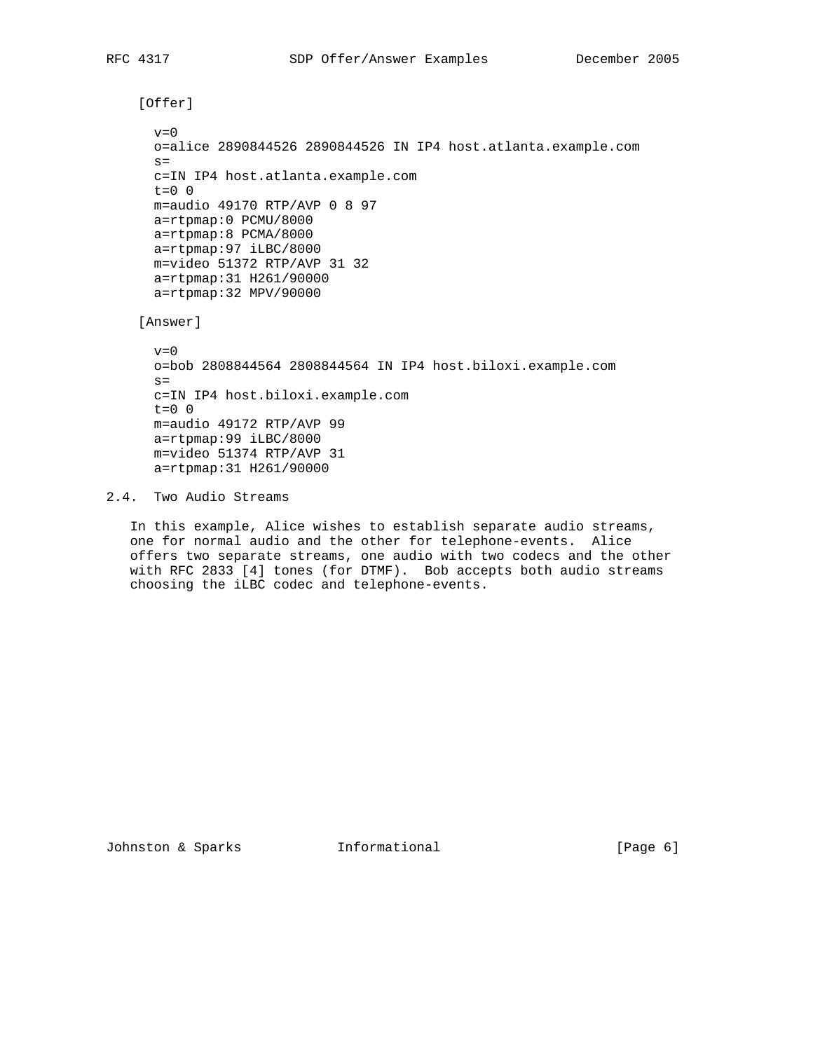[Offer]

```
v=0
o=alice 2890844526 2890844526 IN IP4 host.atlanta.example.com
s=
c=IN IP4 host.atlanta.example.com
t=0 0
m=audio 49170 RTP/AVP 0 8 97
a=rtpmap:0 PCMU/8000
a=rtpmap:8 PCMA/8000
a=rtpmap:97 iLBC/8000
m=video 51372 RTP/AVP 31 32
a=rtpmap:31 H261/90000
a=rtpmap:32 MPV/90000
```

[Answer]

```
v=0
o=bob 2808844564 2808844564 IN IP4 host.biloxi.example.com
s=
c=IN IP4 host.biloxi.example.com
t=0 0
m=audio 49172 RTP/AVP 99
a=rtpmap:99 iLBC/8000
m=video 51374 RTP/AVP 31
a=rtpmap:31 H261/90000
```

## 2.4. Two Audio Streams

In this example, Alice wishes to establish separate audio streams, one for normal audio and the other for telephone-events. Alice offers two separate streams, one audio with two codecs and the other with RFC 2833 [4] tones (for DTMF). Bob accepts both audio streams choosing the iLBC codec and telephone-events.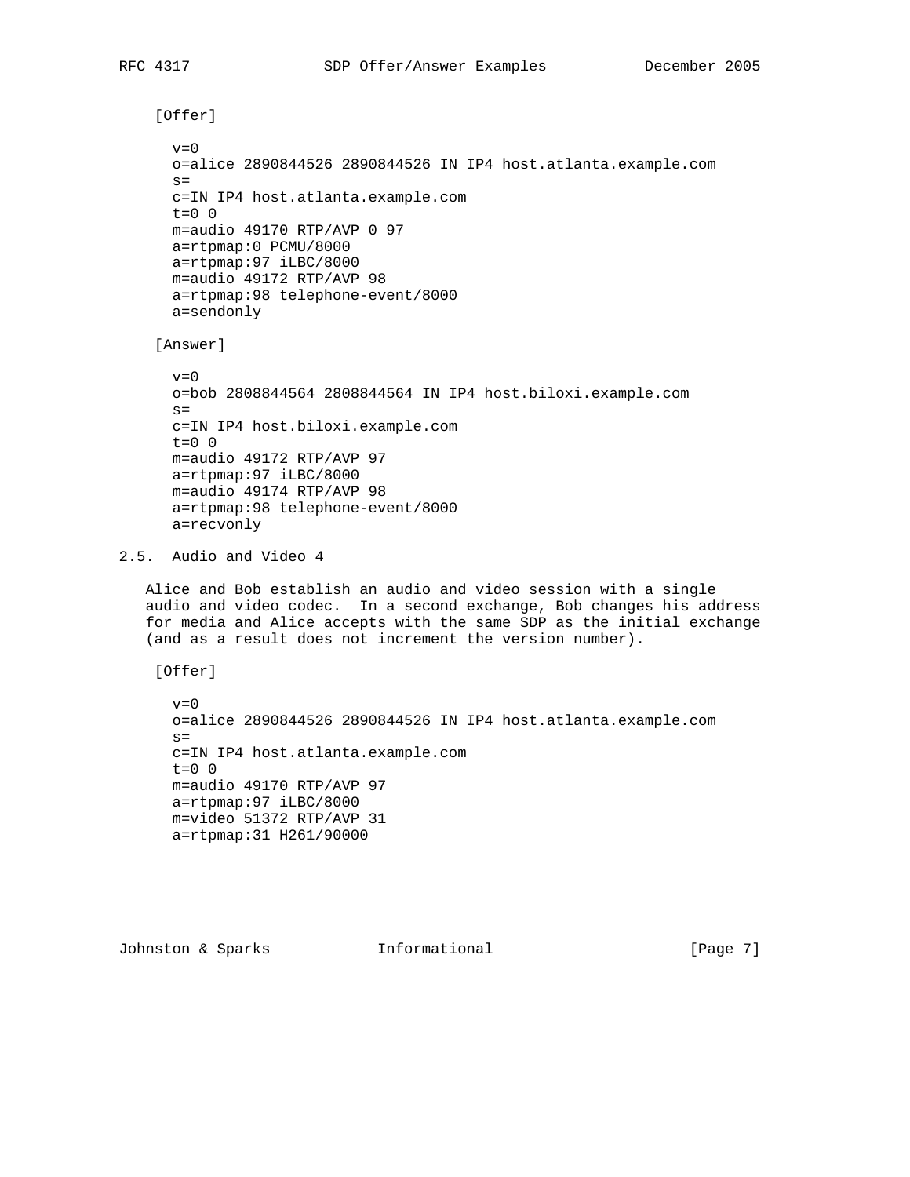[Offer]

```
v=0
o=alice 2890844526 2890844526 IN IP4 host.atlanta.example.com
s=
c=IN IP4 host.atlanta.example.com
t=0 0
m=audio 49170 RTP/AVP 0 97
a=rtpmap:0 PCMU/8000
a=rtpmap:97 iLBC/8000
m=audio 49172 RTP/AVP 98
a=rtpmap:98 telephone-event/8000
a=sendonly
```

[Answer]

```
v=0
o=bob 2808844564 2808844564 IN IP4 host.biloxi.example.com
s=
c=IN IP4 host.biloxi.example.com
t=0 0
m=audio 49172 RTP/AVP 97
a=rtpmap:97 iLBC/8000
m=audio 49174 RTP/AVP 98
a=rtpmap:98 telephone-event/8000
a=recvonly
```

## 2.5. Audio and Video 4

Alice and Bob establish an audio and video session with a single audio and video codec. In a second exchange, Bob changes his address for media and Alice accepts with the same SDP as the initial exchange (and as a result does not increment the version number).

[Offer]

```
v=0
o=alice 2890844526 2890844526 IN IP4 host.atlanta.example.com
s=
c=IN IP4 host.atlanta.example.com
t=0 0
m=audio 49170 RTP/AVP 97
a=rtpmap:97 iLBC/8000
m=video 51372 RTP/AVP 31
a=rtpmap:31 H261/90000
```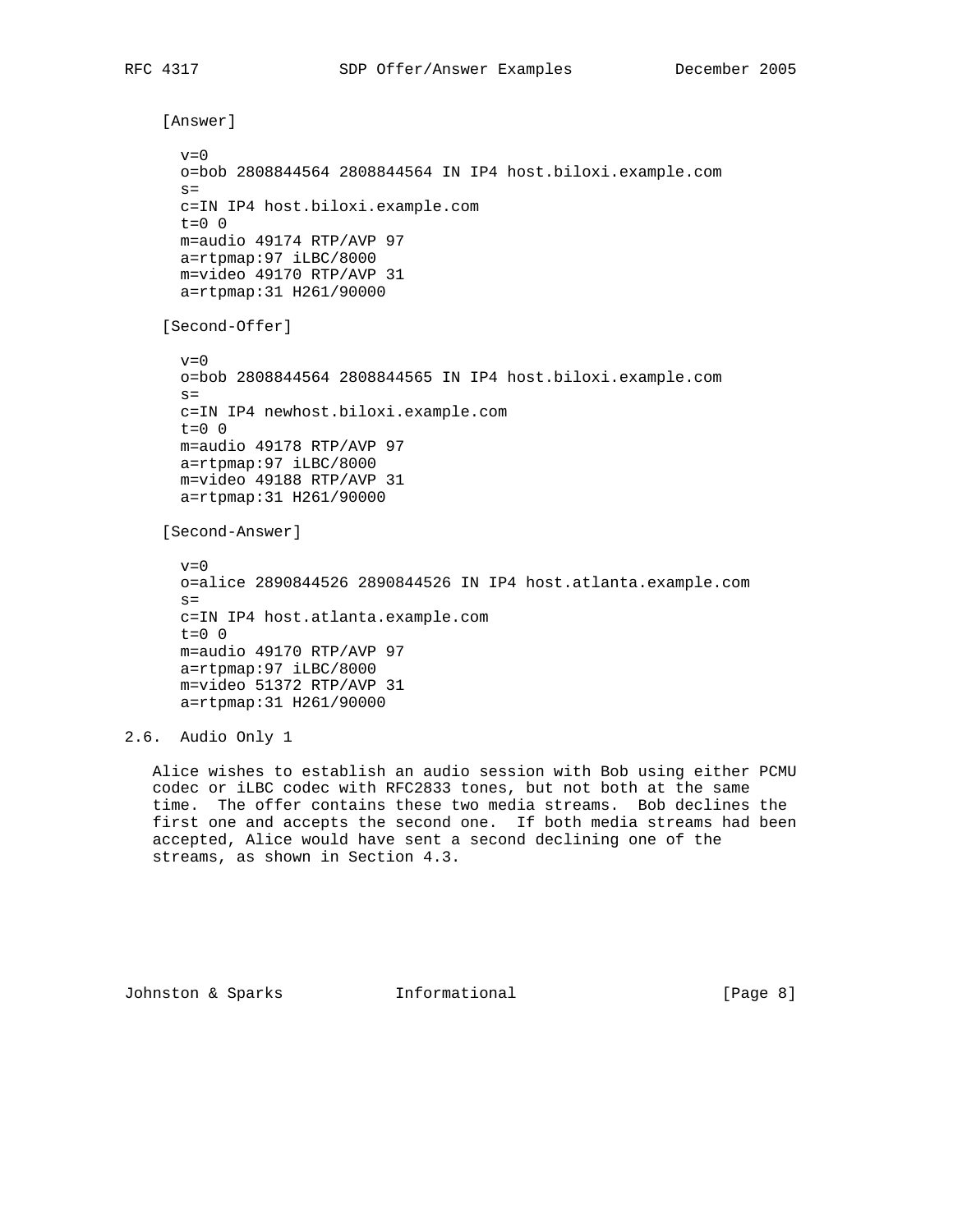[Answer]

```
v=0
o=bob 2808844564 2808844564 IN IP4 host.biloxi.example.com
s=
c=IN IP4 host.biloxi.example.com
t=0 0
m=audio 49174 RTP/AVP 97
a=rtpmap:97 iLBC/8000
m=video 49170 RTP/AVP 31
a=rtpmap:31 H261/90000
```

[Second-Offer]

```
v=0
o=bob 2808844564 2808844565 IN IP4 host.biloxi.example.com
s=
c=IN IP4 newhost.biloxi.example.com
t=0 0
m=audio 49178 RTP/AVP 97
a=rtpmap:97 iLBC/8000
m=video 49188 RTP/AVP 31
a=rtpmap:31 H261/90000
```

[Second-Answer]

```
v=0
o=alice 2890844526 2890844526 IN IP4 host.atlanta.example.com
s=
c=IN IP4 host.atlanta.example.com
t=0 0
m=audio 49170 RTP/AVP 97
a=rtpmap:97 iLBC/8000
m=video 51372 RTP/AVP 31
a=rtpmap:31 H261/90000
```

## 2.6. Audio Only 1

Alice wishes to establish an audio session with Bob using either PCMU codec or iLBC codec with RFC2833 tones, but not both at the same time. The offer contains these two media streams. Bob declines the first one and accepts the second one. If both media streams had been accepted, Alice would have sent a second declining one of the streams, as shown in Section 4.3.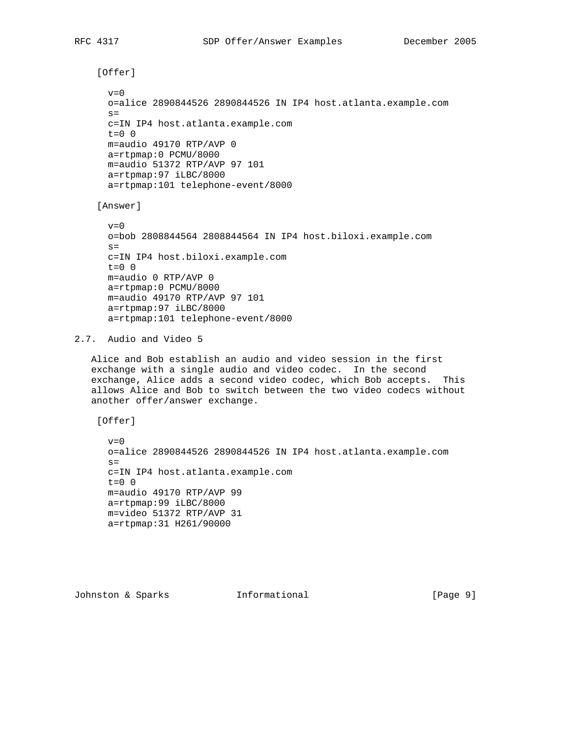[Offer]

```
v=0
o=alice 2890844526 2890844526 IN IP4 host.atlanta.example.com
s=
c=IN IP4 host.atlanta.example.com
t=0 0
m=audio 49170 RTP/AVP 0
a=rtpmap:0 PCMU/8000
m=audio 51372 RTP/AVP 97 101
a=rtpmap:97 iLBC/8000
a=rtpmap:101 telephone-event/8000
```

[Answer]

```
v=0
o=bob 2808844564 2808844564 IN IP4 host.biloxi.example.com
s=
c=IN IP4 host.biloxi.example.com
t=0 0
m=audio 0 RTP/AVP 0
a=rtpmap:0 PCMU/8000
m=audio 49170 RTP/AVP 97 101
a=rtpmap:97 iLBC/8000
a=rtpmap:101 telephone-event/8000
```

## 2.7. Audio and Video 5

Alice and Bob establish an audio and video session in the first exchange with a single audio and video codec. In the second exchange, Alice adds a second video codec, which Bob accepts. This allows Alice and Bob to switch between the two video codecs without another offer/answer exchange.

[Offer]

```
v=0
o=alice 2890844526 2890844526 IN IP4 host.atlanta.example.com
s=
c=IN IP4 host.atlanta.example.com
t=0 0
m=audio 49170 RTP/AVP 99
a=rtpmap:99 iLBC/8000
m=video 51372 RTP/AVP 31
a=rtpmap:31 H261/90000
```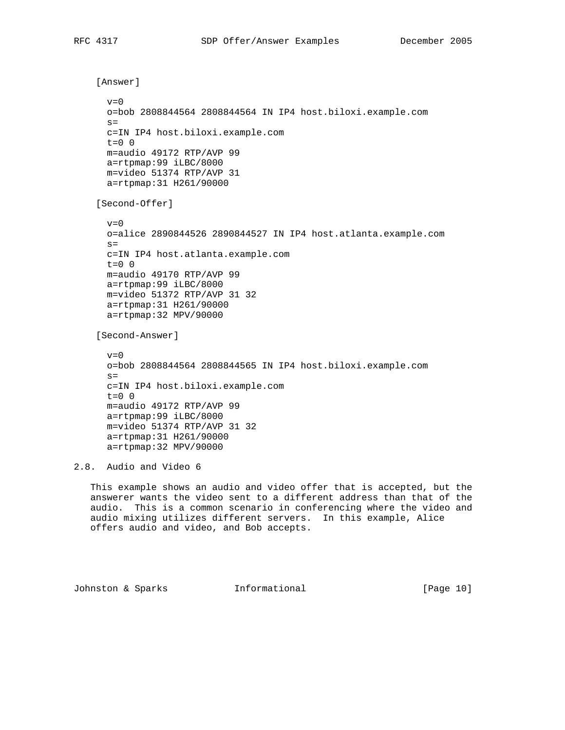[Answer]

```
v=0
o=bob 2808844564 2808844564 IN IP4 host.biloxi.example.com
s=
c=IN IP4 host.biloxi.example.com
t=0 0
m=audio 49172 RTP/AVP 99
a=rtpmap:99 iLBC/8000
m=video 51374 RTP/AVP 31
a=rtpmap:31 H261/90000
```

[Second-Offer]

```
v=0
o=alice 2890844526 2890844527 IN IP4 host.atlanta.example.com
s=
c=IN IP4 host.atlanta.example.com
t=0 0
m=audio 49170 RTP/AVP 99
a=rtpmap:99 iLBC/8000
m=video 51372 RTP/AVP 31 32
a=rtpmap:31 H261/90000
a=rtpmap:32 MPV/90000
```

[Second-Answer]

```
v=0
o=bob 2808844564 2808844565 IN IP4 host.biloxi.example.com
s=
c=IN IP4 host.biloxi.example.com
t=0 0
m=audio 49172 RTP/AVP 99
a=rtpmap:99 iLBC/8000
m=video 51374 RTP/AVP 31 32
a=rtpmap:31 H261/90000
a=rtpmap:32 MPV/90000
```

## 2.8. Audio and Video 6

This example shows an audio and video offer that is accepted, but the answerer wants the video sent to a different address than that of the audio. This is a common scenario in conferencing where the video and audio mixing utilizes different servers. In this example, Alice offers audio and video, and Bob accepts.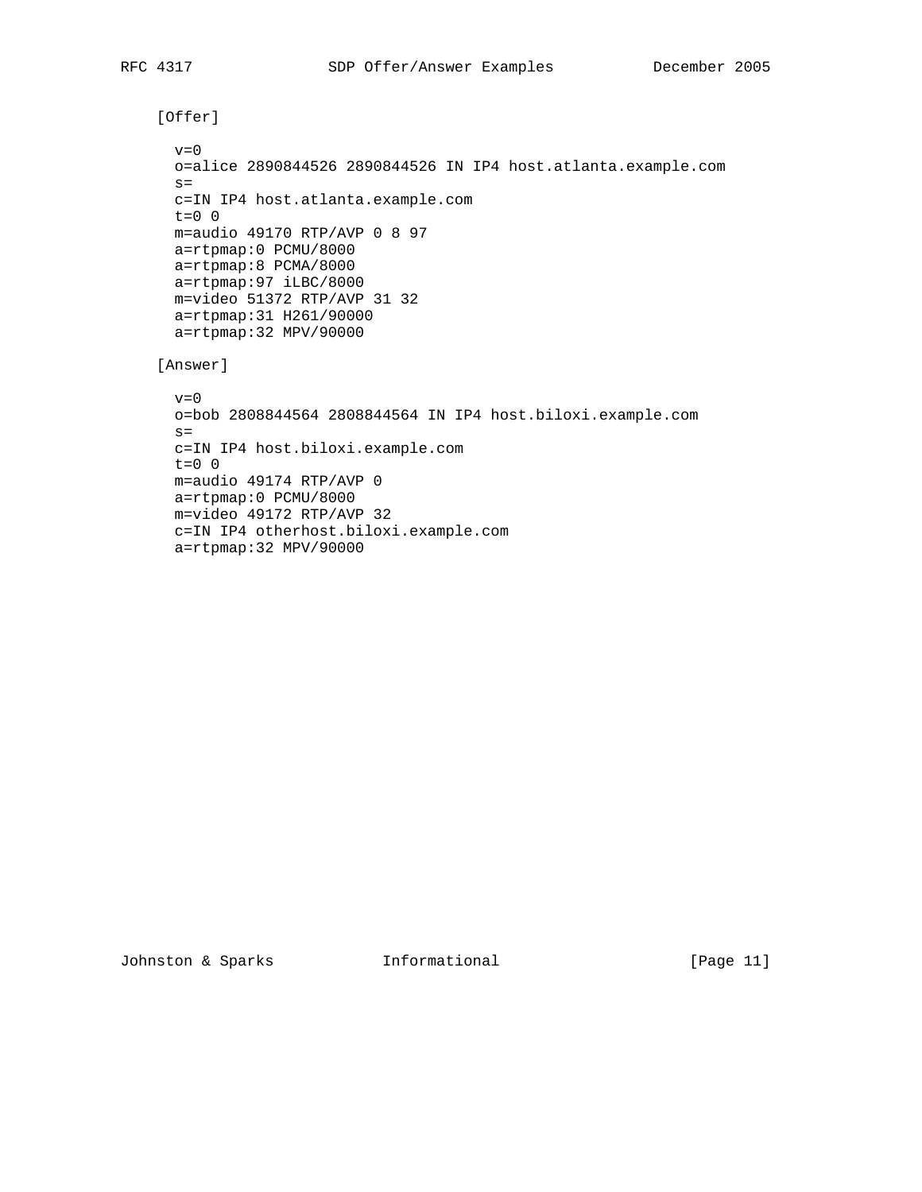[Offer]

```
v=0
o=alice 2890844526 2890844526 IN IP4 host.atlanta.example.com
s=
c=IN IP4 host.atlanta.example.com
t=0 0
m=audio 49170 RTP/AVP 0 8 97
a=rtpmap:0 PCMU/8000
a=rtpmap:8 PCMA/8000
a=rtpmap:97 iLBC/8000
m=video 51372 RTP/AVP 31 32
a=rtpmap:31 H261/90000
a=rtpmap:32 MPV/90000
```

[Answer]

```
v=0
o=bob 2808844564 2808844564 IN IP4 host.biloxi.example.com
s=
c=IN IP4 host.biloxi.example.com
t=0 0
m=audio 49174 RTP/AVP 0
a=rtpmap:0 PCMU/8000
m=video 49172 RTP/AVP 32
c=IN IP4 otherhost.biloxi.example.com
a=rtpmap:32 MPV/90000
```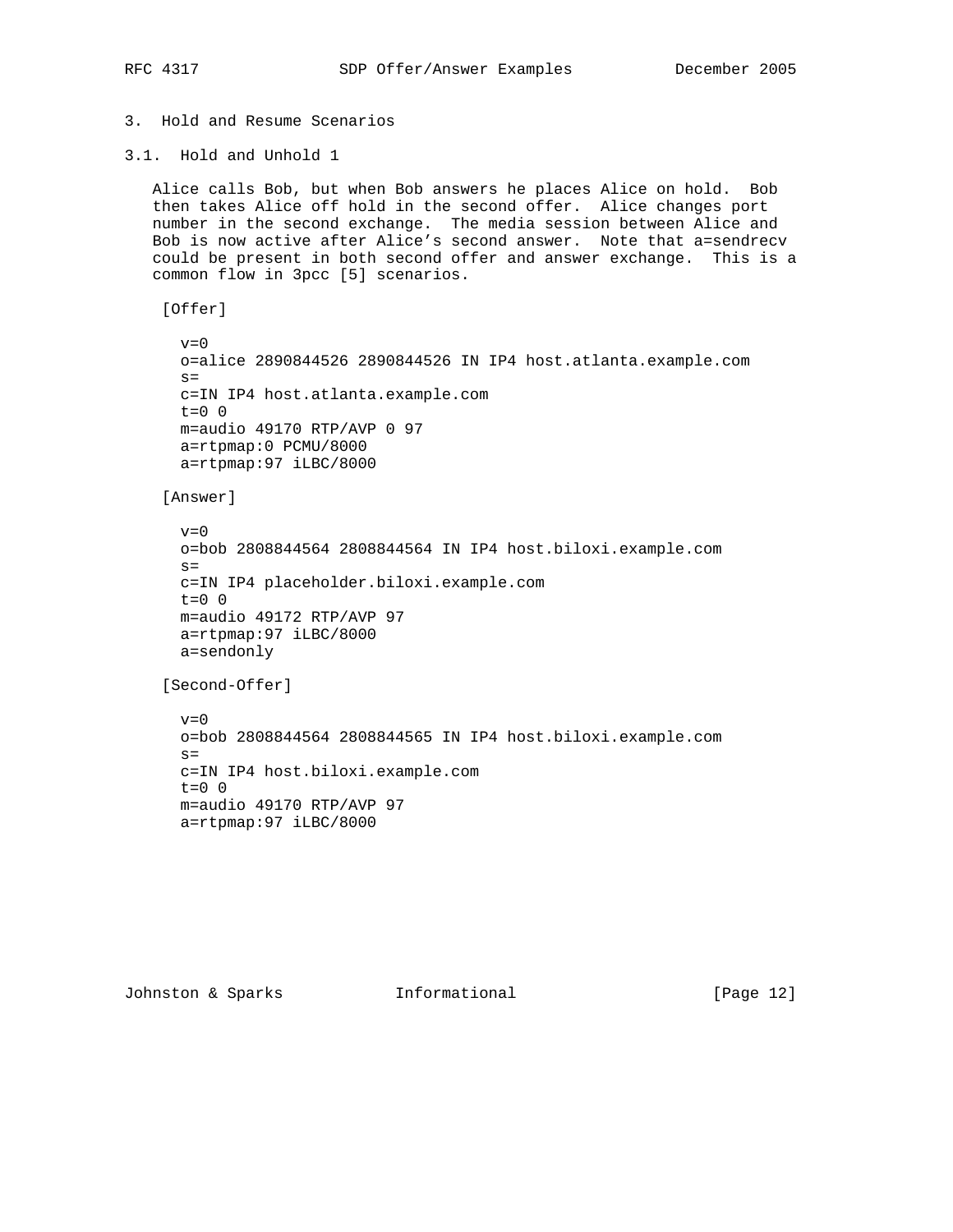## 3. Hold and Resume Scenarios

### 3.1. Hold and Unhold 1

Alice calls Bob, but when Bob answers he places Alice on hold. Bob then takes Alice off hold in the second offer. Alice changes port number in the second exchange. The media session between Alice and Bob is now active after Alice's second answer. Note that a=sendrecv could be present in both second offer and answer exchange. This is a common flow in 3pcc [5] scenarios.

[Offer]

```
v=0
o=alice 2890844526 2890844526 IN IP4 host.atlanta.example.com
s=
c=IN IP4 host.atlanta.example.com
t=0 0
m=audio 49170 RTP/AVP 0 97
a=rtpmap:0 PCMU/8000
a=rtpmap:97 iLBC/8000
```

[Answer]

```
v=0
o=bob 2808844564 2808844564 IN IP4 host.biloxi.example.com
s=
c=IN IP4 placeholder.biloxi.example.com
t=0 0
m=audio 49172 RTP/AVP 97
a=rtpmap:97 iLBC/8000
a=sendonly
```

[Second-Offer]

```
v=0
o=bob 2808844564 2808844565 IN IP4 host.biloxi.example.com
s=
c=IN IP4 host.biloxi.example.com
t=0 0
m=audio 49170 RTP/AVP 97
a=rtpmap:97 iLBC/8000
```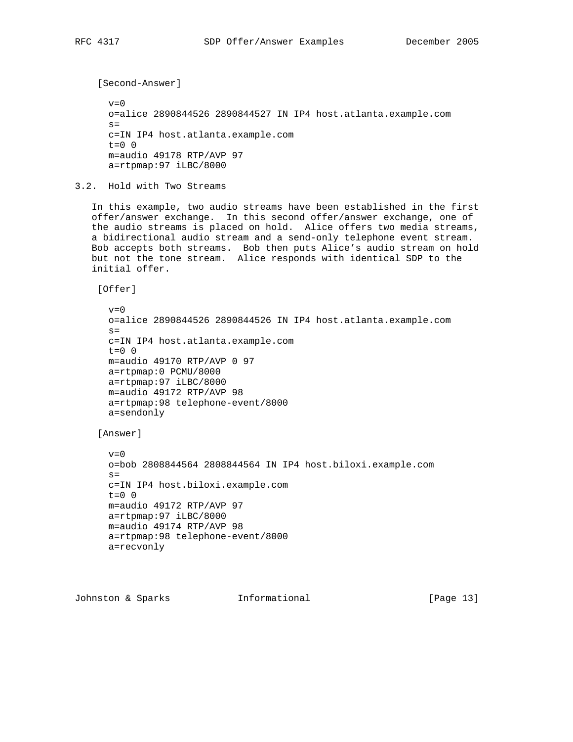[Second-Answer]

```
v=0
o=alice 2890844526 2890844527 IN IP4 host.atlanta.example.com
s=
c=IN IP4 host.atlanta.example.com
t=0 0
m=audio 49178 RTP/AVP 97
a=rtpmap:97 iLBC/8000
```

### 3.2. Hold with Two Streams

In this example, two audio streams have been established in the first offer/answer exchange. In this second offer/answer exchange, one of the audio streams is placed on hold. Alice offers two media streams, a bidirectional audio stream and a send-only telephone event stream. Bob accepts both streams. Bob then puts Alice's audio stream on hold but not the tone stream. Alice responds with identical SDP to the initial offer.

[Offer]

```
v=0
o=alice 2890844526 2890844526 IN IP4 host.atlanta.example.com
s=
c=IN IP4 host.atlanta.example.com
t=0 0
m=audio 49170 RTP/AVP 0 97
a=rtpmap:0 PCMU/8000
a=rtpmap:97 iLBC/8000
m=audio 49172 RTP/AVP 98
a=rtpmap:98 telephone-event/8000
a=sendonly
```

[Answer]

```
v=0
o=bob 2808844564 2808844564 IN IP4 host.biloxi.example.com
s=
c=IN IP4 host.biloxi.example.com
t=0 0
m=audio 49172 RTP/AVP 97
a=rtpmap:97 iLBC/8000
m=audio 49174 RTP/AVP 98
a=rtpmap:98 telephone-event/8000
a=recvonly
```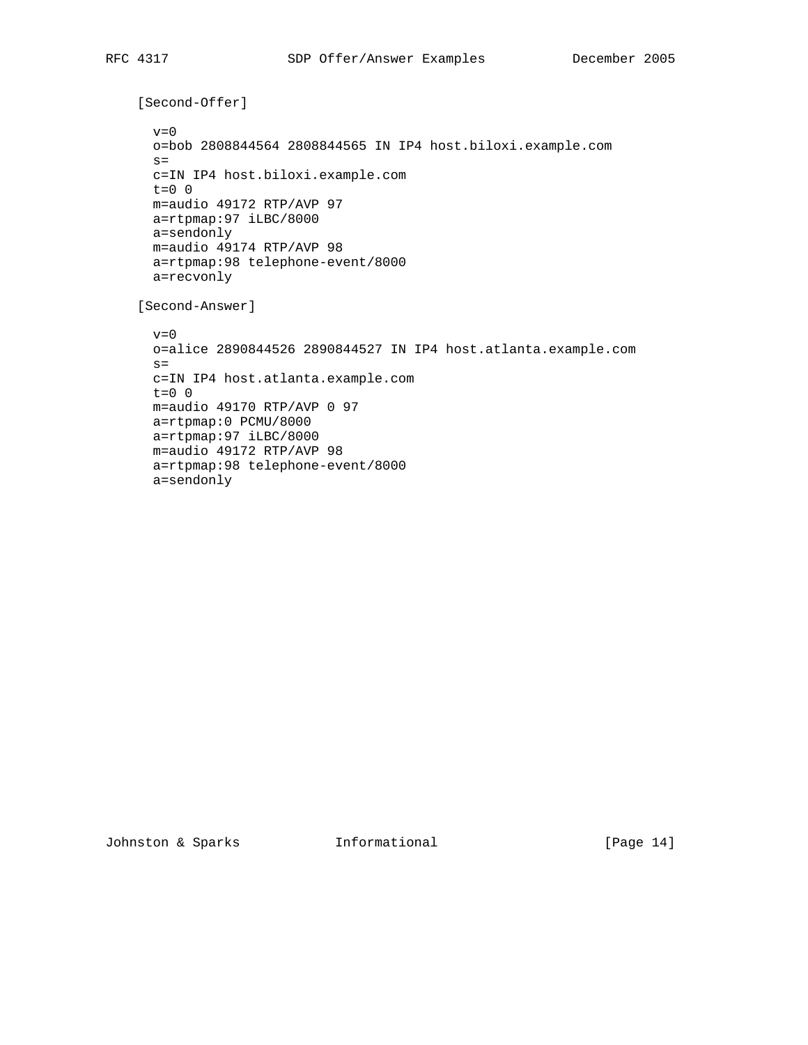[Second-Offer]

```
v=0
o=bob 2808844564 2808844565 IN IP4 host.biloxi.example.com
s=
c=IN IP4 host.biloxi.example.com
t=0 0
m=audio 49172 RTP/AVP 97
a=rtpmap:97 iLBC/8000
a=sendonly
m=audio 49174 RTP/AVP 98
a=rtpmap:98 telephone-event/8000
a=recvonly
```

[Second-Answer]

```
v=0
o=alice 2890844526 2890844527 IN IP4 host.atlanta.example.com
s=
c=IN IP4 host.atlanta.example.com
t=0 0
m=audio 49170 RTP/AVP 0 97
a=rtpmap:0 PCMU/8000
a=rtpmap:97 iLBC/8000
m=audio 49172 RTP/AVP 98
a=rtpmap:98 telephone-event/8000
a=sendonly
```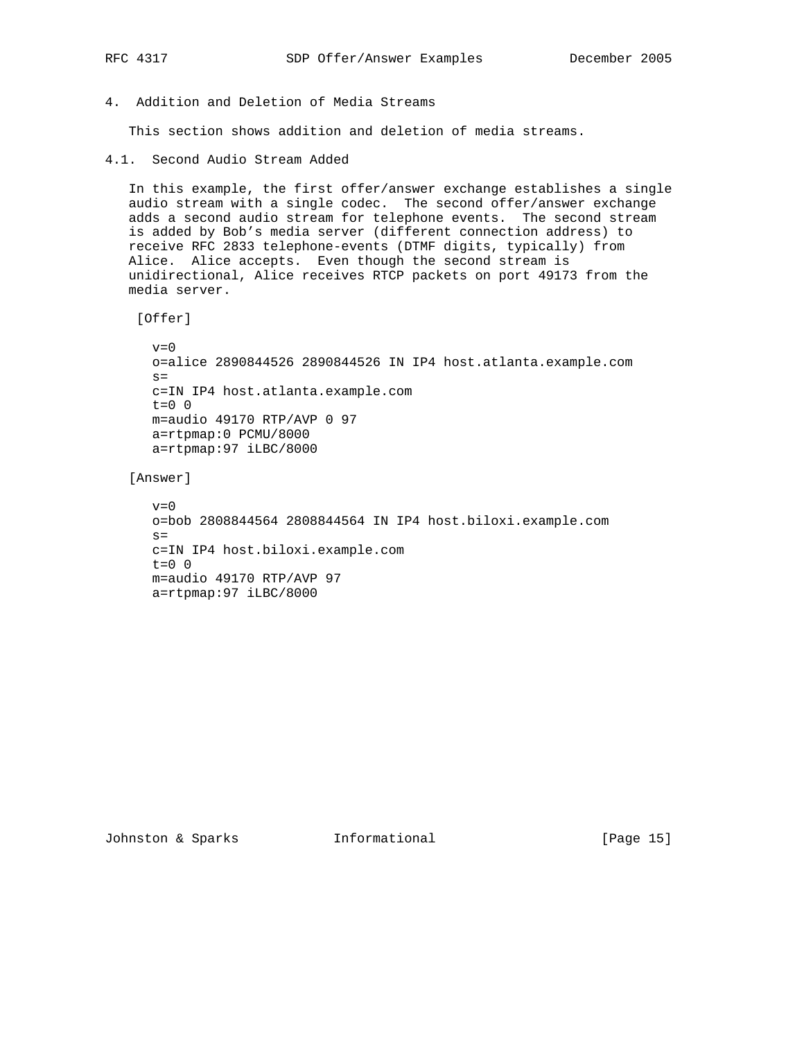## 4. Addition and Deletion of Media Streams

This section shows addition and deletion of media streams.

### 4.1. Second Audio Stream Added

In this example, the first offer/answer exchange establishes a single audio stream with a single codec. The second offer/answer exchange adds a second audio stream for telephone events. The second stream is added by Bob's media server (different connection address) to receive RFC 2833 telephone-events (DTMF digits, typically) from Alice. Alice accepts. Even though the second stream is unidirectional, Alice receives RTCP packets on port 49173 from the media server.

[Offer]

```
v=0
o=alice 2890844526 2890844526 IN IP4 host.atlanta.example.com
s=
c=IN IP4 host.atlanta.example.com
t=0 0
m=audio 49170 RTP/AVP 0 97
a=rtpmap:0 PCMU/8000
a=rtpmap:97 iLBC/8000
```

[Answer]

```
v=0
o=bob 2808844564 2808844564 IN IP4 host.biloxi.example.com
s=
c=IN IP4 host.biloxi.example.com
t=0 0
m=audio 49170 RTP/AVP 97
a=rtpmap:97 iLBC/8000
```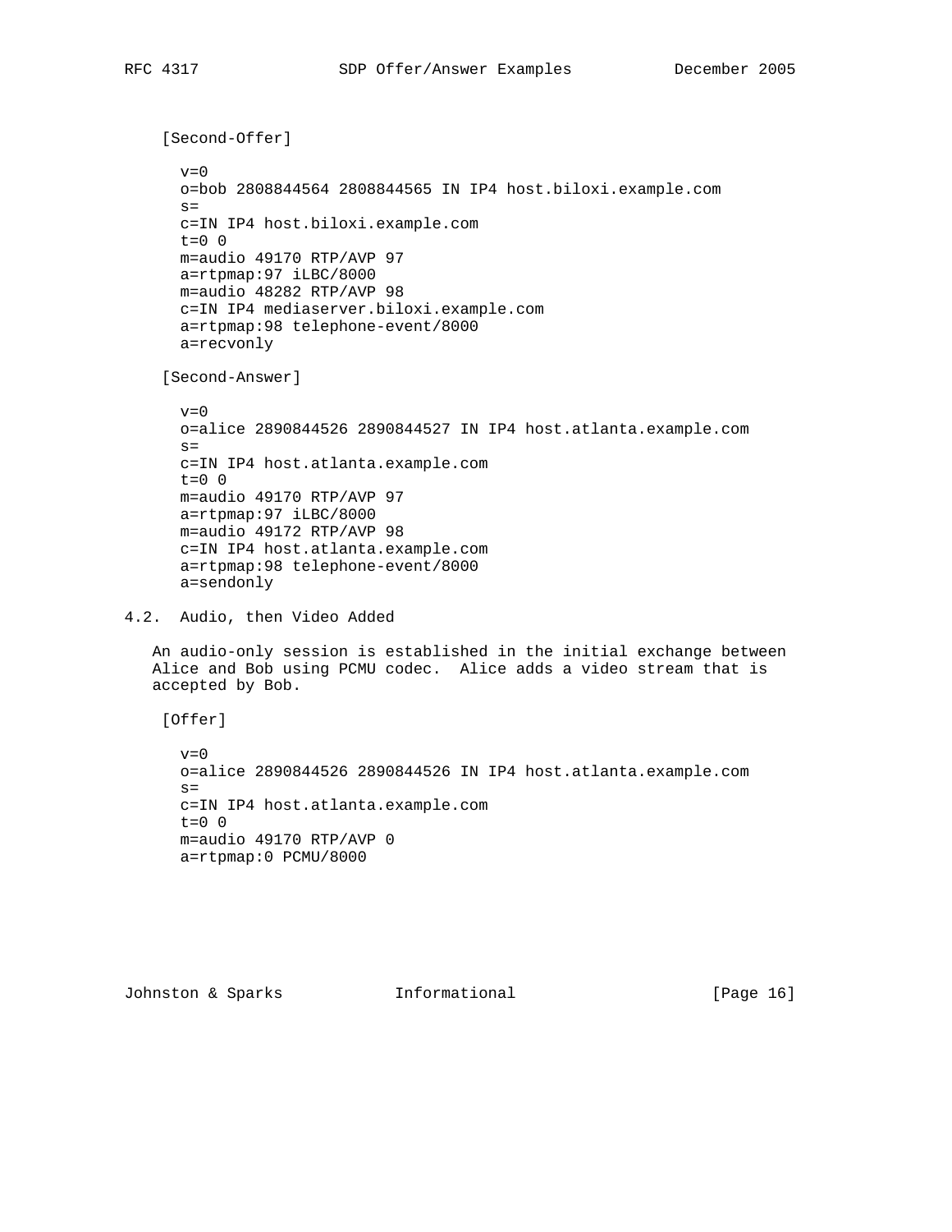[Second-Offer]

```
v=0
o=bob 2808844564 2808844565 IN IP4 host.biloxi.example.com
s=
c=IN IP4 host.biloxi.example.com
t=0 0
m=audio 49170 RTP/AVP 97
a=rtpmap:97 iLBC/8000
m=audio 48282 RTP/AVP 98
c=IN IP4 mediaserver.biloxi.example.com
a=rtpmap:98 telephone-event/8000
a=recvonly
```

[Second-Answer]

```
v=0
o=alice 2890844526 2890844527 IN IP4 host.atlanta.example.com
s=
c=IN IP4 host.atlanta.example.com
t=0 0
m=audio 49170 RTP/AVP 97
a=rtpmap:97 iLBC/8000
m=audio 49172 RTP/AVP 98
c=IN IP4 host.atlanta.example.com
a=rtpmap:98 telephone-event/8000
a=sendonly
```

## 4.2. Audio, then Video Added

An audio-only session is established in the initial exchange between Alice and Bob using PCMU codec. Alice adds a video stream that is accepted by Bob.

[Offer]

```
v=0
o=alice 2890844526 2890844526 IN IP4 host.atlanta.example.com
s=
c=IN IP4 host.atlanta.example.com
t=0 0
m=audio 49170 RTP/AVP 0
a=rtpmap:0 PCMU/8000
```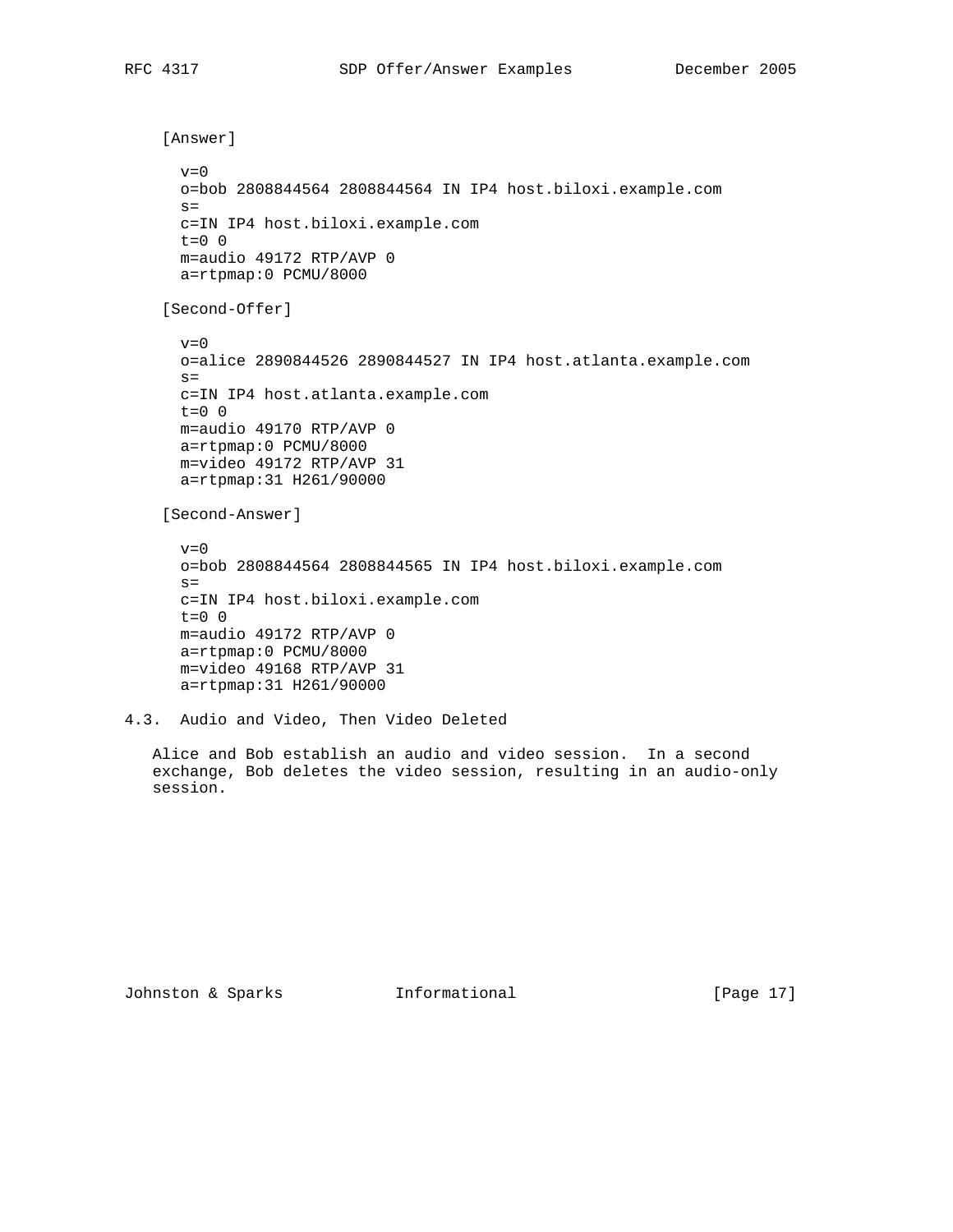[Answer]

```
v=0
o=bob 2808844564 2808844564 IN IP4 host.biloxi.example.com
s=
c=IN IP4 host.biloxi.example.com
t=0 0
m=audio 49172 RTP/AVP 0
a=rtpmap:0 PCMU/8000
```

[Second-Offer]

```
v=0
o=alice 2890844526 2890844527 IN IP4 host.atlanta.example.com
s=
c=IN IP4 host.atlanta.example.com
t=0 0
m=audio 49170 RTP/AVP 0
a=rtpmap:0 PCMU/8000
m=video 49172 RTP/AVP 31
a=rtpmap:31 H261/90000
```

[Second-Answer]

```
v=0
o=bob 2808844564 2808844565 IN IP4 host.biloxi.example.com
s=
c=IN IP4 host.biloxi.example.com
t=0 0
m=audio 49172 RTP/AVP 0
a=rtpmap:0 PCMU/8000
m=video 49168 RTP/AVP 31
a=rtpmap:31 H261/90000
```

### 4.3. Audio and Video, Then Video Deleted

Alice and Bob establish an audio and video session. In a second exchange, Bob deletes the video session, resulting in an audio-only session.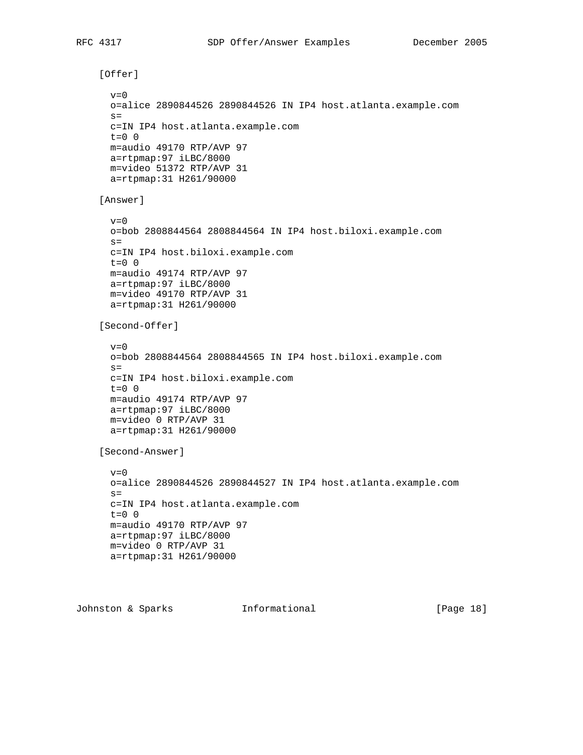[Offer]

```
v=0
o=alice 2890844526 2890844526 IN IP4 host.atlanta.example.com
s=
c=IN IP4 host.atlanta.example.com
t=0 0
m=audio 49170 RTP/AVP 97
a=rtpmap:97 iLBC/8000
m=video 51372 RTP/AVP 31
a=rtpmap:31 H261/90000
```

[Answer]

```
v=0
o=bob 2808844564 2808844564 IN IP4 host.biloxi.example.com
s=
c=IN IP4 host.biloxi.example.com
t=0 0
m=audio 49174 RTP/AVP 97
a=rtpmap:97 iLBC/8000
m=video 49170 RTP/AVP 31
a=rtpmap:31 H261/90000
```

[Second-Offer]

```
v=0
o=bob 2808844564 2808844565 IN IP4 host.biloxi.example.com
s=
c=IN IP4 host.biloxi.example.com
t=0 0
m=audio 49174 RTP/AVP 97
a=rtpmap:97 iLBC/8000
m=video 0 RTP/AVP 31
a=rtpmap:31 H261/90000
```

[Second-Answer]

```
v=0
o=alice 2890844526 2890844527 IN IP4 host.atlanta.example.com
s=
c=IN IP4 host.atlanta.example.com
t=0 0
m=audio 49170 RTP/AVP 97
a=rtpmap:97 iLBC/8000
m=video 0 RTP/AVP 31
a=rtpmap:31 H261/90000
```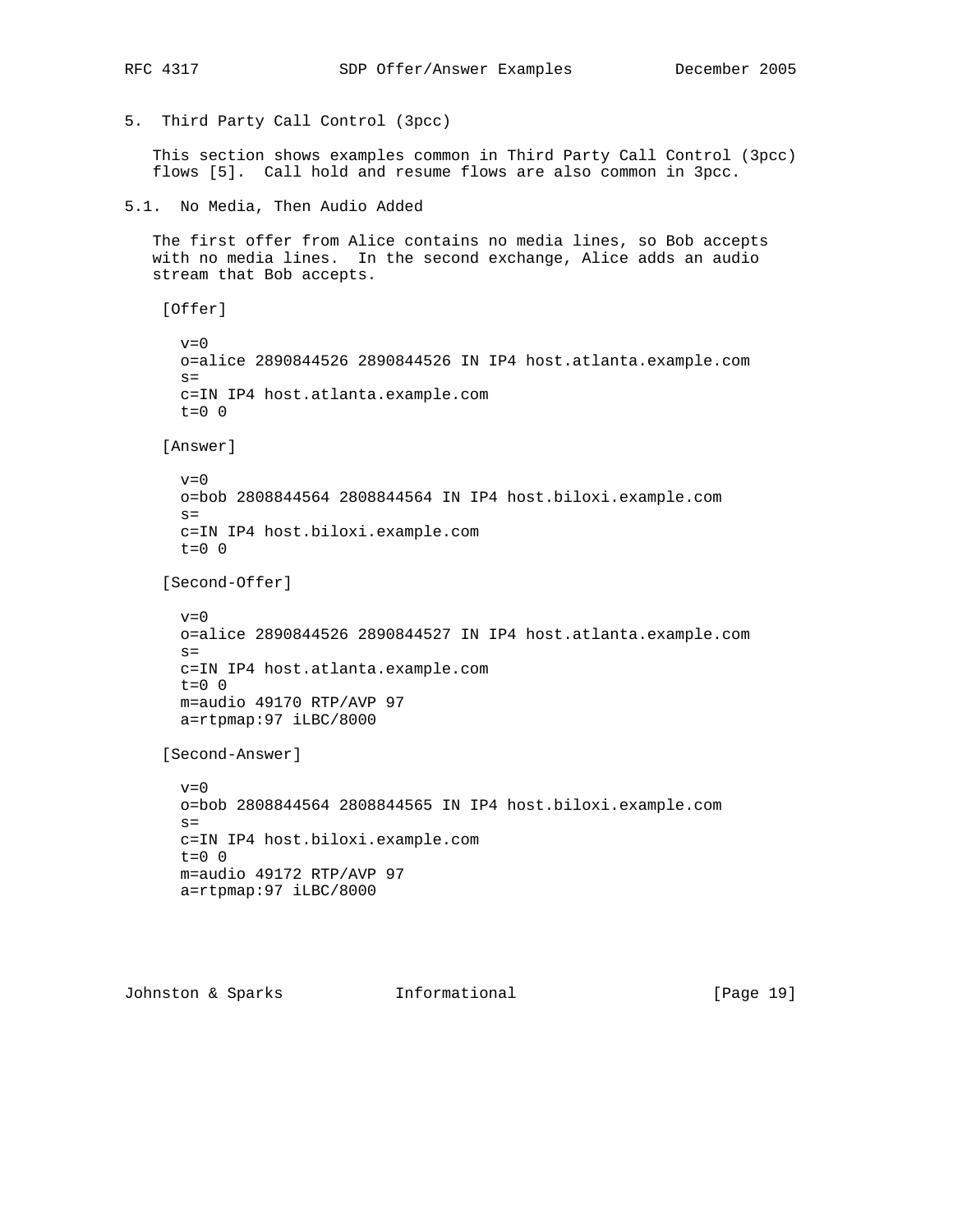# 5. Third Party Call Control (3pcc)

This section shows examples common in Third Party Call Control (3pcc) flows [5]. Call hold and resume flows are also common in 3pcc.

## 5.1. No Media, Then Audio Added

The first offer from Alice contains no media lines, so Bob accepts with no media lines. In the second exchange, Alice adds an audio stream that Bob accepts.

[Offer]

```
v=0
o=alice 2890844526 2890844526 IN IP4 host.atlanta.example.com
s=
c=IN IP4 host.atlanta.example.com
t=0 0
```

[Answer]

```
v=0
o=bob 2808844564 2808844564 IN IP4 host.biloxi.example.com
s=
c=IN IP4 host.biloxi.example.com
t=0 0
```

[Second-Offer]

```
v=0
o=alice 2890844526 2890844527 IN IP4 host.atlanta.example.com
s=
c=IN IP4 host.atlanta.example.com
t=0 0
m=audio 49170 RTP/AVP 97
a=rtpmap:97 iLBC/8000
```

[Second-Answer]

```
v=0
o=bob 2808844564 2808844565 IN IP4 host.biloxi.example.com
s=
c=IN IP4 host.biloxi.example.com
t=0 0
m=audio 49172 RTP/AVP 97
a=rtpmap:97 iLBC/8000
```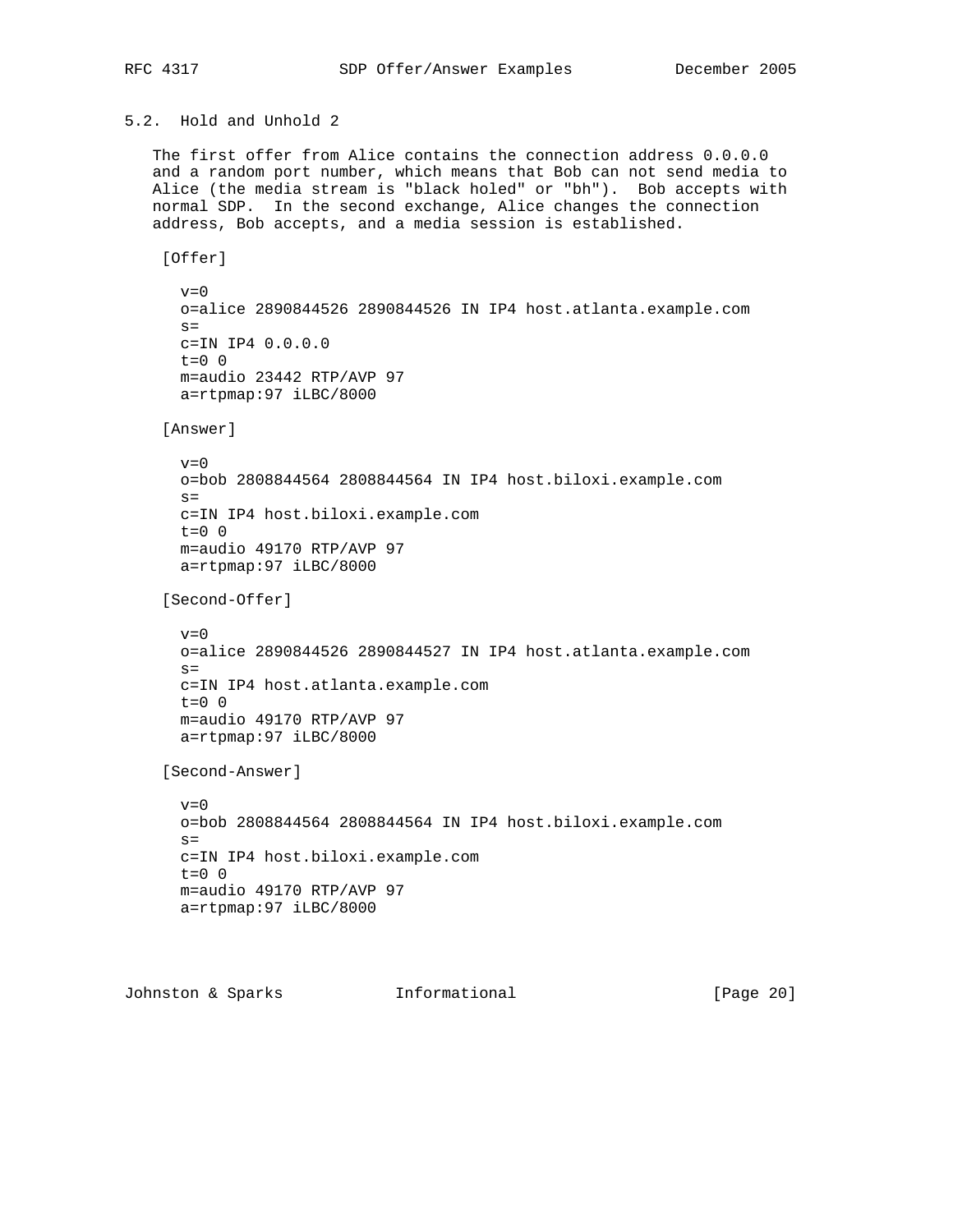### 5.2. Hold and Unhold 2

The first offer from Alice contains the connection address 0.0.0.0 and a random port number, which means that Bob can not send media to Alice (the media stream is "black holed" or "bh"). Bob accepts with normal SDP. In the second exchange, Alice changes the connection address, Bob accepts, and a media session is established.

[Offer]

```
v=0
o=alice 2890844526 2890844526 IN IP4 host.atlanta.example.com
s=
c=IN IP4 0.0.0.0
t=0 0
m=audio 23442 RTP/AVP 97
a=rtpmap:97 iLBC/8000
```

[Answer]

```
v=0
o=bob 2808844564 2808844564 IN IP4 host.biloxi.example.com
s=
c=IN IP4 host.biloxi.example.com
t=0 0
m=audio 49170 RTP/AVP 97
a=rtpmap:97 iLBC/8000
```

[Second-Offer]

```
v=0
o=alice 2890844526 2890844527 IN IP4 host.atlanta.example.com
s=
c=IN IP4 host.atlanta.example.com
t=0 0
m=audio 49170 RTP/AVP 97
a=rtpmap:97 iLBC/8000
```

[Second-Answer]

```
v=0
o=bob 2808844564 2808844564 IN IP4 host.biloxi.example.com
s=
c=IN IP4 host.biloxi.example.com
t=0 0
m=audio 49170 RTP/AVP 97
a=rtpmap:97 iLBC/8000
```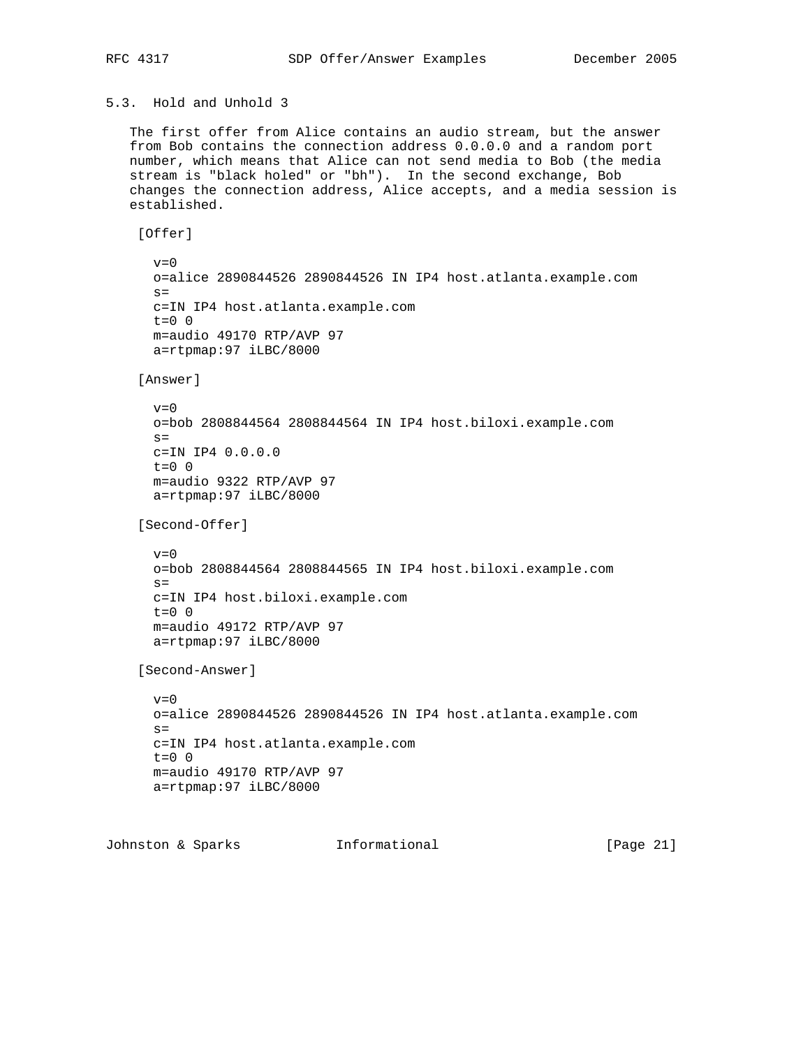### 5.3. Hold and Unhold 3

The first offer from Alice contains an audio stream, but the answer from Bob contains the connection address 0.0.0.0 and a random port number, which means that Alice can not send media to Bob (the media stream is "black holed" or "bh"). In the second exchange, Bob changes the connection address, Alice accepts, and a media session is established.

[Offer]

```
v=0
o=alice 2890844526 2890844526 IN IP4 host.atlanta.example.com
s=
c=IN IP4 host.atlanta.example.com
t=0 0
m=audio 49170 RTP/AVP 97
a=rtpmap:97 iLBC/8000
```

[Answer]

```
v=0
o=bob 2808844564 2808844564 IN IP4 host.biloxi.example.com
s=
c=IN IP4 0.0.0.0
t=0 0
m=audio 9322 RTP/AVP 97
a=rtpmap:97 iLBC/8000
```

[Second-Offer]

```
v=0
o=bob 2808844564 2808844565 IN IP4 host.biloxi.example.com
s=
c=IN IP4 host.biloxi.example.com
t=0 0
m=audio 49172 RTP/AVP 97
a=rtpmap:97 iLBC/8000
```

[Second-Answer]

```
v=0
o=alice 2890844526 2890844526 IN IP4 host.atlanta.example.com
s=
c=IN IP4 host.atlanta.example.com
t=0 0
m=audio 49170 RTP/AVP 97
a=rtpmap:97 iLBC/8000
```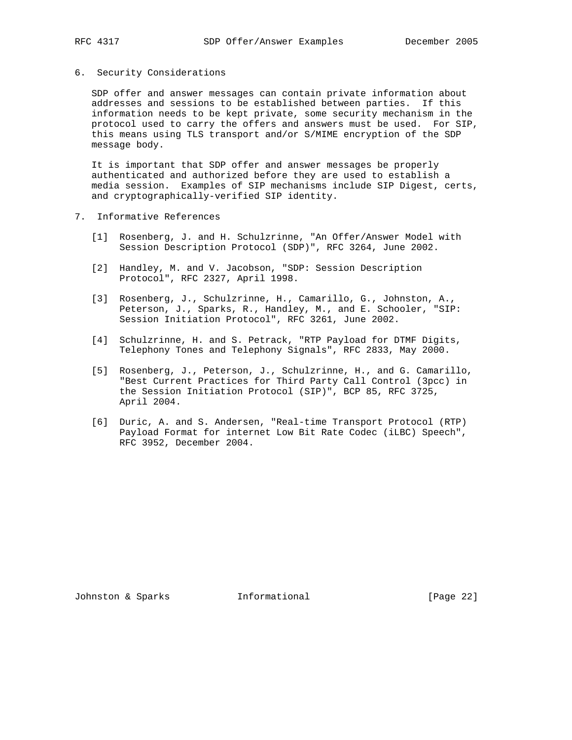## 6. Security Considerations

SDP offer and answer messages can contain private information about addresses and sessions to be established between parties. If this information needs to be kept private, some security mechanism in the protocol used to carry the offers and answers must be used. For SIP, this means using TLS transport and/or S/MIME encryption of the SDP message body.

It is important that SDP offer and answer messages be properly authenticated and authorized before they are used to establish a media session. Examples of SIP mechanisms include SIP Digest, certs, and cryptographically-verified SIP identity.

## 7. Informative References

[1] Rosenberg, J. and H. Schulzrinne, "An Offer/Answer Model with Session Description Protocol (SDP)", RFC 3264, June 2002.

[2] Handley, M. and V. Jacobson, "SDP: Session Description Protocol", RFC 2327, April 1998.

[3] Rosenberg, J., Schulzrinne, H., Camarillo, G., Johnston, A., Peterson, J., Sparks, R., Handley, M., and E. Schooler, "SIP: Session Initiation Protocol", RFC 3261, June 2002.

[4] Schulzrinne, H. and S. Petrack, "RTP Payload for DTMF Digits, Telephony Tones and Telephony Signals", RFC 2833, May 2000.

[5] Rosenberg, J., Peterson, J., Schulzrinne, H., and G. Camarillo, "Best Current Practices for Third Party Call Control (3pcc) in the Session Initiation Protocol (SIP)", BCP 85, RFC 3725, April 2004.

[6] Duric, A. and S. Andersen, "Real-time Transport Protocol (RTP) Payload Format for internet Low Bit Rate Codec (iLBC) Speech", RFC 3952, December 2004.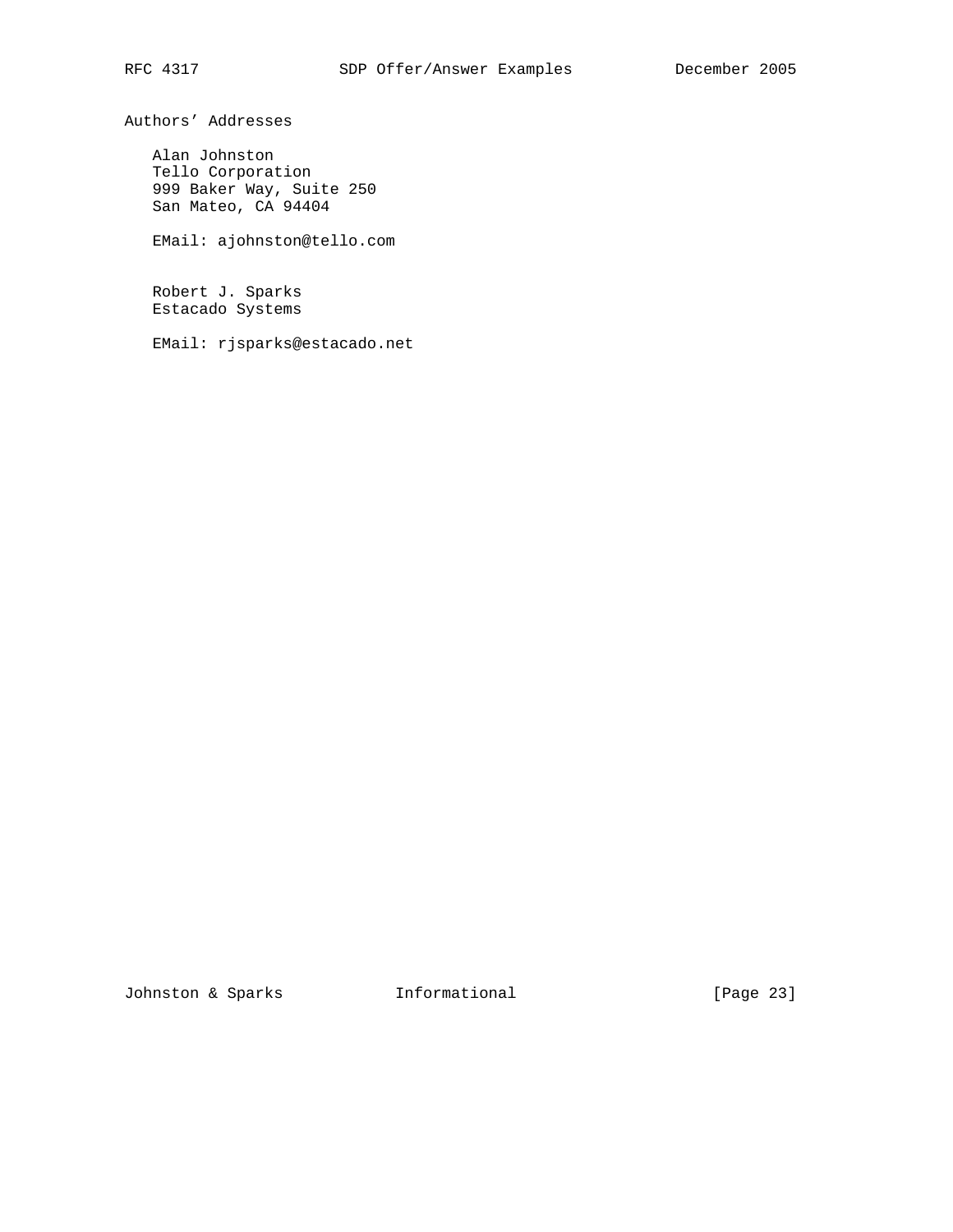# Authors' Addresses

Alan Johnston
Tello Corporation
999 Baker Way, Suite 250
San Mateo, CA 94404

EMail: ajohnston@tello.com

Robert J. Sparks
Estacado Systems

EMail: rjsparks@estacado.net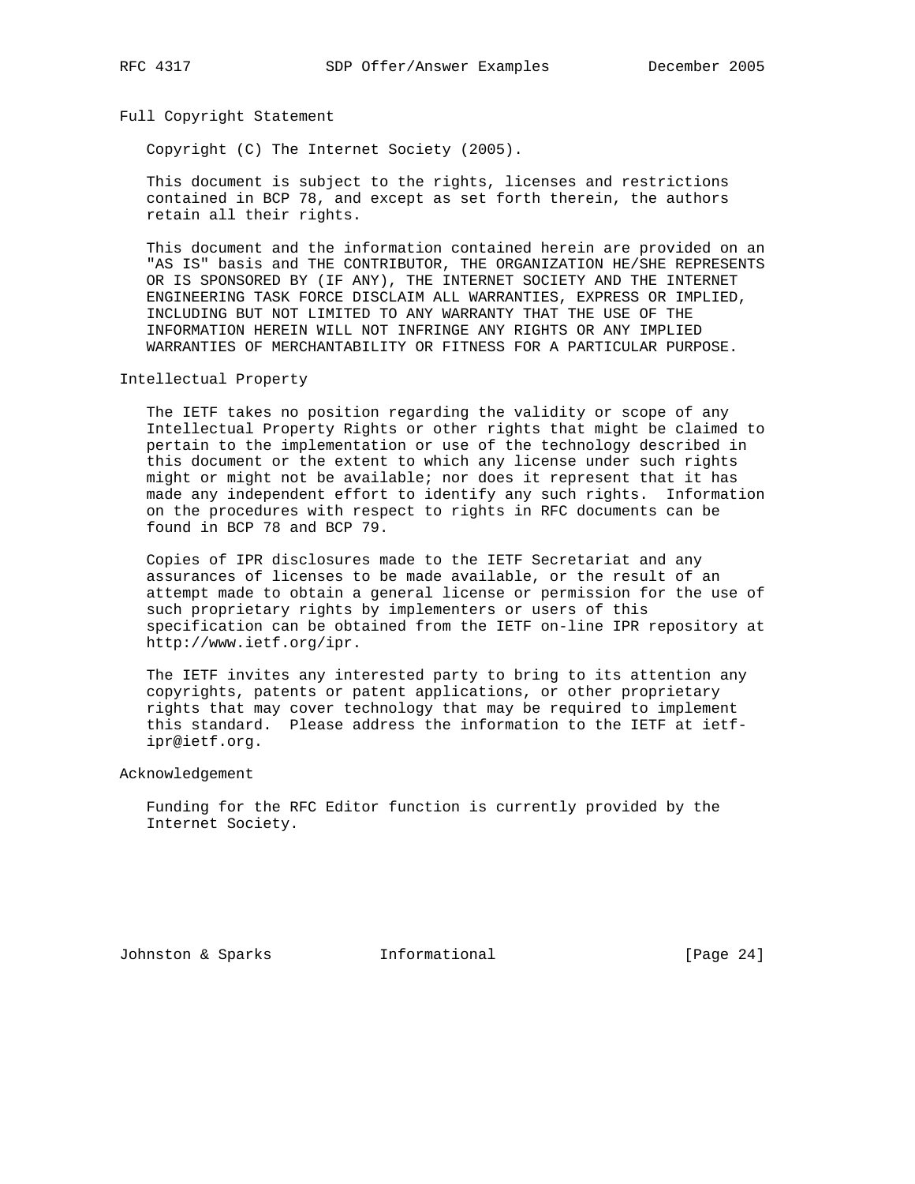## Full Copyright Statement

Copyright (C) The Internet Society (2005).

This document is subject to the rights, licenses and restrictions contained in BCP 78, and except as set forth therein, the authors retain all their rights.

This document and the information contained herein are provided on an "AS IS" basis and THE CONTRIBUTOR, THE ORGANIZATION HE/SHE REPRESENTS OR IS SPONSORED BY (IF ANY), THE INTERNET SOCIETY AND THE INTERNET ENGINEERING TASK FORCE DISCLAIM ALL WARRANTIES, EXPRESS OR IMPLIED, INCLUDING BUT NOT LIMITED TO ANY WARRANTY THAT THE USE OF THE INFORMATION HEREIN WILL NOT INFRINGE ANY RIGHTS OR ANY IMPLIED WARRANTIES OF MERCHANTABILITY OR FITNESS FOR A PARTICULAR PURPOSE.

## Intellectual Property

The IETF takes no position regarding the validity or scope of any Intellectual Property Rights or other rights that might be claimed to pertain to the implementation or use of the technology described in this document or the extent to which any license under such rights might or might not be available; nor does it represent that it has made any independent effort to identify any such rights. Information on the procedures with respect to rights in RFC documents can be found in BCP 78 and BCP 79.

Copies of IPR disclosures made to the IETF Secretariat and any assurances of licenses to be made available, or the result of an attempt made to obtain a general license or permission for the use of such proprietary rights by implementers or users of this specification can be obtained from the IETF on-line IPR repository at http://www.ietf.org/ipr.

The IETF invites any interested party to bring to its attention any copyrights, patents or patent applications, or other proprietary rights that may cover technology that may be required to implement this standard. Please address the information to the IETF at ietf-ipr@ietf.org.

## Acknowledgement

Funding for the RFC Editor function is currently provided by the Internet Society.